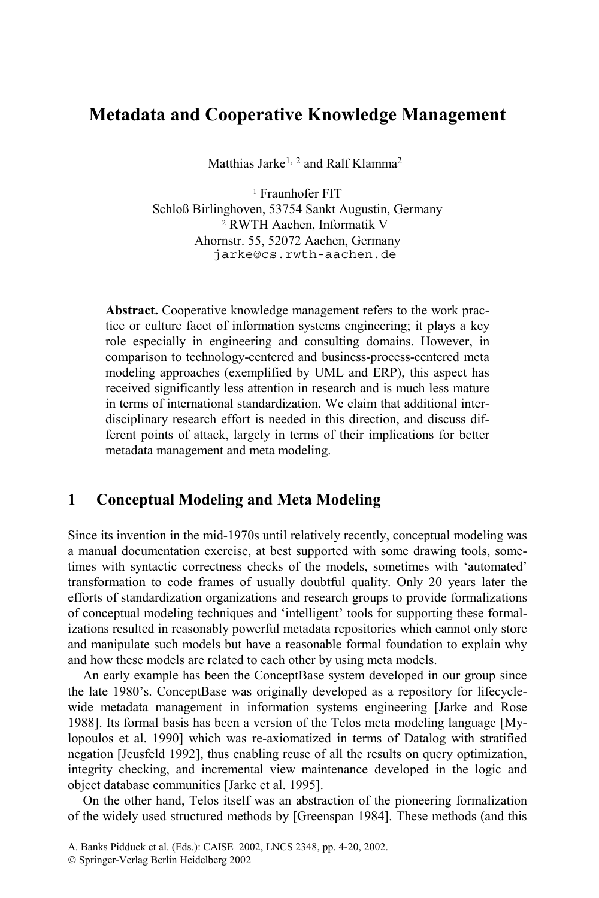# Metadata and Cooperative Knowledge Management

Matthias Jarke[1, 2] and Ralf Klamma[2]

[1] Fraunhofer FIT
Schloß Birlinghoven, 53754 Sankt Augustin, Germany
[2] RWTH Aachen, Informatik V
Ahornstr. 55, 52072 Aachen, Germany
jarke@cs.rwth-aachen.de

**Abstract.** Cooperative knowledge management refers to the work practice or culture facet of information systems engineering; it plays a key role especially in engineering and consulting domains. However, in comparison to technology-centered and business-process-centered meta modeling approaches (exemplified by UML and ERP), this aspect has received significantly less attention in research and is much less mature in terms of international standardization. We claim that additional interdisciplinary research effort is needed in this direction, and discuss different points of attack, largely in terms of their implications for better metadata management and meta modeling.

## 1 Conceptual Modeling and Meta Modeling

Since its invention in the mid-1970s until relatively recently, conceptual modeling was a manual documentation exercise, at best supported with some drawing tools, sometimes with syntactic correctness checks of the models, sometimes with 'automated' transformation to code frames of usually doubtful quality. Only 20 years later the efforts of standardization organizations and research groups to provide formalizations of conceptual modeling techniques and 'intelligent' tools for supporting these formalizations resulted in reasonably powerful metadata repositories which cannot only store and manipulate such models but have a reasonable formal foundation to explain why and how these models are related to each other by using meta models.

An early example has been the ConceptBase system developed in our group since the late 1980's. ConceptBase was originally developed as a repository for lifecycle-wide metadata management in information systems engineering [Jarke and Rose 1988]. Its formal basis has been a version of the Telos meta modeling language [Mylopoulos et al. 1990] which was re-axiomatized in terms of Datalog with stratified negation [Jeusfeld 1992], thus enabling reuse of all the results on query optimization, integrity checking, and incremental view maintenance developed in the logic and object database communities [Jarke et al. 1995].

On the other hand, Telos itself was an abstraction of the pioneering formalization of the widely used structured methods by [Greenspan 1984]. These methods (and this

A. Banks Pidduck et al. (Eds.): CAISE 2002, LNCS 2348, pp. 4-20, 2002.
© Springer-Verlag Berlin Heidelberg 2002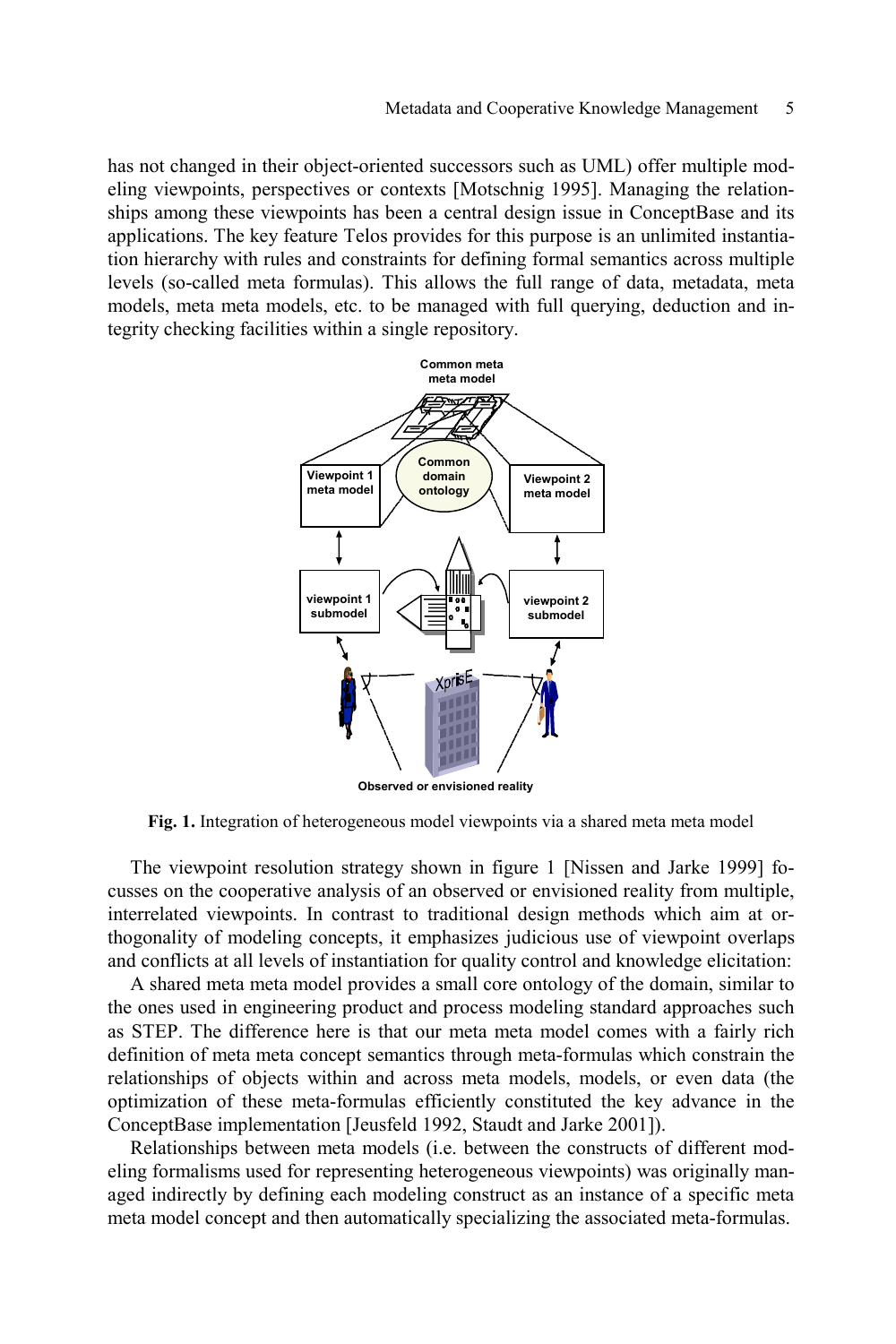has not changed in their object-oriented successors such as UML) offer multiple modeling viewpoints, perspectives or contexts [Motschnig 1995]. Managing the relationships among these viewpoints has been a central design issue in ConceptBase and its applications. The key feature Telos provides for this purpose is an unlimited instantiation hierarchy with rules and constraints for defining formal semantics across multiple levels (so-called meta formulas). This allows the full range of data, metadata, meta models, meta meta models, etc. to be managed with full querying, deduction and integrity checking facilities within a single repository.

**Fig. 1.** Integration of heterogeneous model viewpoints via a shared meta meta model

The viewpoint resolution strategy shown in figure 1 [Nissen and Jarke 1999] focusses on the cooperative analysis of an observed or envisioned reality from multiple, interrelated viewpoints. In contrast to traditional design methods which aim at orthogonality of modeling concepts, it emphasizes judicious use of viewpoint overlaps and conflicts at all levels of instantiation for quality control and knowledge elicitation:

A shared meta meta model provides a small core ontology of the domain, similar to the ones used in engineering product and process modeling standard approaches such as STEP. The difference here is that our meta meta model comes with a fairly rich definition of meta meta concept semantics through meta-formulas which constrain the relationships of objects within and across meta models, models, or even data (the optimization of these meta-formulas efficiently constituted the key advance in the ConceptBase implementation [Jeusfeld 1992, Staudt and Jarke 2001]).

Relationships between meta models (i.e. between the constructs of different modeling formalisms used for representing heterogeneous viewpoints) was originally managed indirectly by defining each modeling construct as an instance of a specific meta meta model concept and then automatically specializing the associated meta-formulas.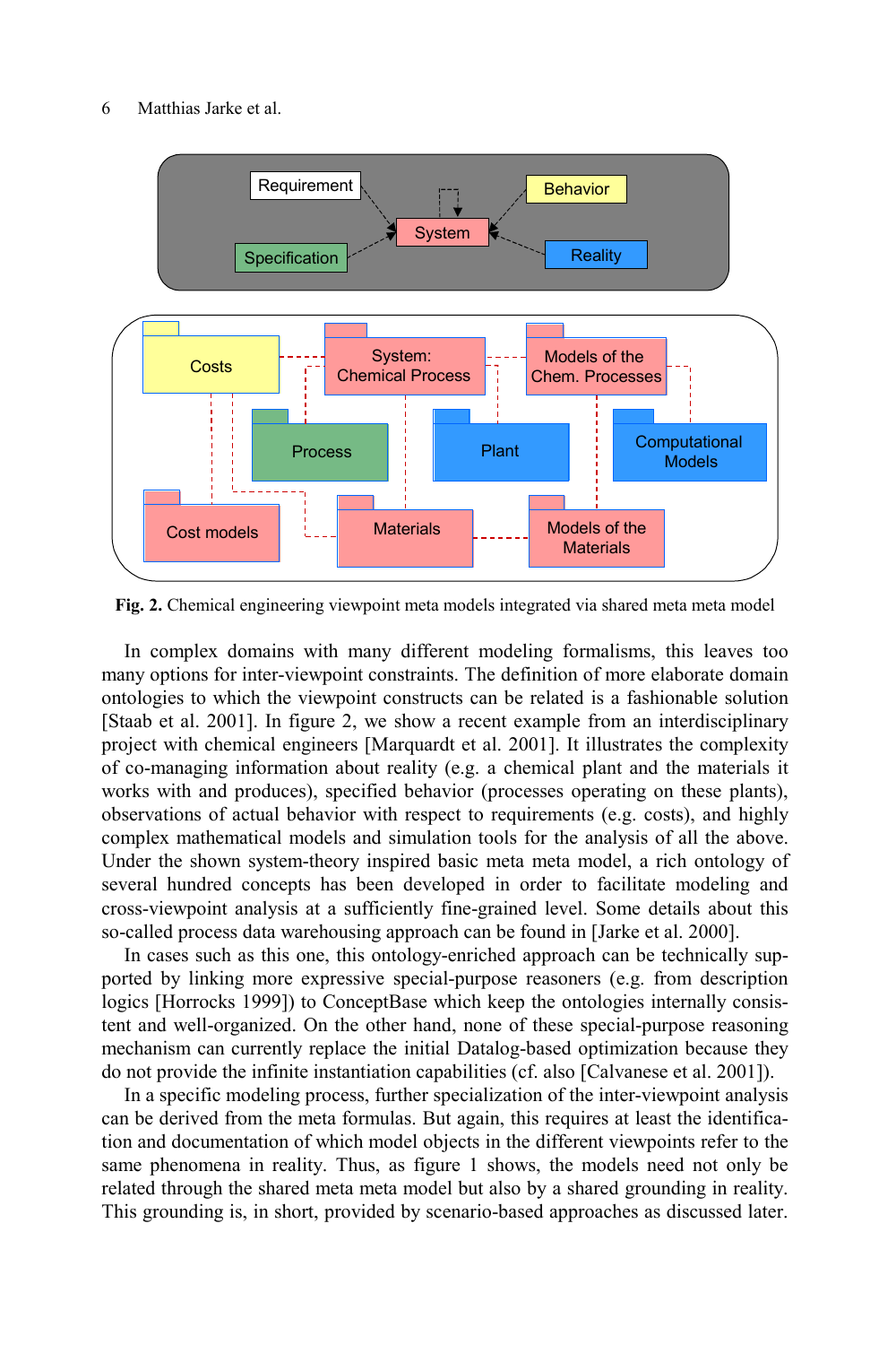**Fig. 2.** Chemical engineering viewpoint meta models integrated via shared meta meta model

In complex domains with many different modeling formalisms, this leaves too many options for inter-viewpoint constraints. The definition of more elaborate domain ontologies to which the viewpoint constructs can be related is a fashionable solution [Staab et al. 2001]. In figure 2, we show a recent example from an interdisciplinary project with chemical engineers [Marquardt et al. 2001]. It illustrates the complexity of co-managing information about reality (e.g. a chemical plant and the materials it works with and produces), specified behavior (processes operating on these plants), observations of actual behavior with respect to requirements (e.g. costs), and highly complex mathematical models and simulation tools for the analysis of all the above. Under the shown system-theory inspired basic meta meta model, a rich ontology of several hundred concepts has been developed in order to facilitate modeling and cross-viewpoint analysis at a sufficiently fine-grained level. Some details about this so-called process data warehousing approach can be found in [Jarke et al. 2000].

In cases such as this one, this ontology-enriched approach can be technically supported by linking more expressive special-purpose reasoners (e.g. from description logics [Horrocks 1999]) to ConceptBase which keep the ontologies internally consistent and well-organized. On the other hand, none of these special-purpose reasoning mechanism can currently replace the initial Datalog-based optimization because they do not provide the infinite instantiation capabilities (cf. also [Calvanese et al. 2001]).

In a specific modeling process, further specialization of the inter-viewpoint analysis can be derived from the meta formulas. But again, this requires at least the identification and documentation of which model objects in the different viewpoints refer to the same phenomena in reality. Thus, as figure 1 shows, the models need not only be related through the shared meta meta model but also by a shared grounding in reality. This grounding is, in short, provided by scenario-based approaches as discussed later.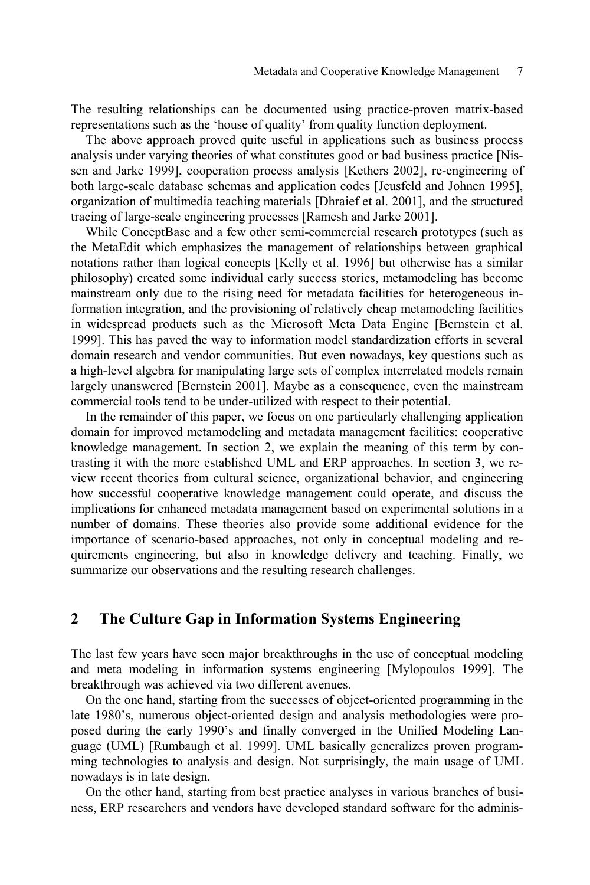The resulting relationships can be documented using practice-proven matrix-based representations such as the 'house of quality' from quality function deployment.

The above approach proved quite useful in applications such as business process analysis under varying theories of what constitutes good or bad business practice [Nissen and Jarke 1999], cooperation process analysis [Kethers 2002], re-engineering of both large-scale database schemas and application codes [Jeusfeld and Johnen 1995], organization of multimedia teaching materials [Dhraief et al. 2001], and the structured tracing of large-scale engineering processes [Ramesh and Jarke 2001].

While ConceptBase and a few other semi-commercial research prototypes (such as the MetaEdit which emphasizes the management of relationships between graphical notations rather than logical concepts [Kelly et al. 1996] but otherwise has a similar philosophy) created some individual early success stories, metamodeling has become mainstream only due to the rising need for metadata facilities for heterogeneous information integration, and the provisioning of relatively cheap metamodeling facilities in widespread products such as the Microsoft Meta Data Engine [Bernstein et al. 1999]. This has paved the way to information model standardization efforts in several domain research and vendor communities. But even nowadays, key questions such as a high-level algebra for manipulating large sets of complex interrelated models remain largely unanswered [Bernstein 2001]. Maybe as a consequence, even the mainstream commercial tools tend to be under-utilized with respect to their potential.

In the remainder of this paper, we focus on one particularly challenging application domain for improved metamodeling and metadata management facilities: cooperative knowledge management. In section 2, we explain the meaning of this term by contrasting it with the more established UML and ERP approaches. In section 3, we review recent theories from cultural science, organizational behavior, and engineering how successful cooperative knowledge management could operate, and discuss the implications for enhanced metadata management based on experimental solutions in a number of domains. These theories also provide some additional evidence for the importance of scenario-based approaches, not only in conceptual modeling and requirements engineering, but also in knowledge delivery and teaching. Finally, we summarize our observations and the resulting research challenges.

## 2 The Culture Gap in Information Systems Engineering

The last few years have seen major breakthroughs in the use of conceptual modeling and meta modeling in information systems engineering [Mylopoulos 1999]. The breakthrough was achieved via two different avenues.

On the one hand, starting from the successes of object-oriented programming in the late 1980's, numerous object-oriented design and analysis methodologies were proposed during the early 1990's and finally converged in the Unified Modeling Language (UML) [Rumbaugh et al. 1999]. UML basically generalizes proven programming technologies to analysis and design. Not surprisingly, the main usage of UML nowadays is in late design.

On the other hand, starting from best practice analyses in various branches of business, ERP researchers and vendors have developed standard software for the adminis-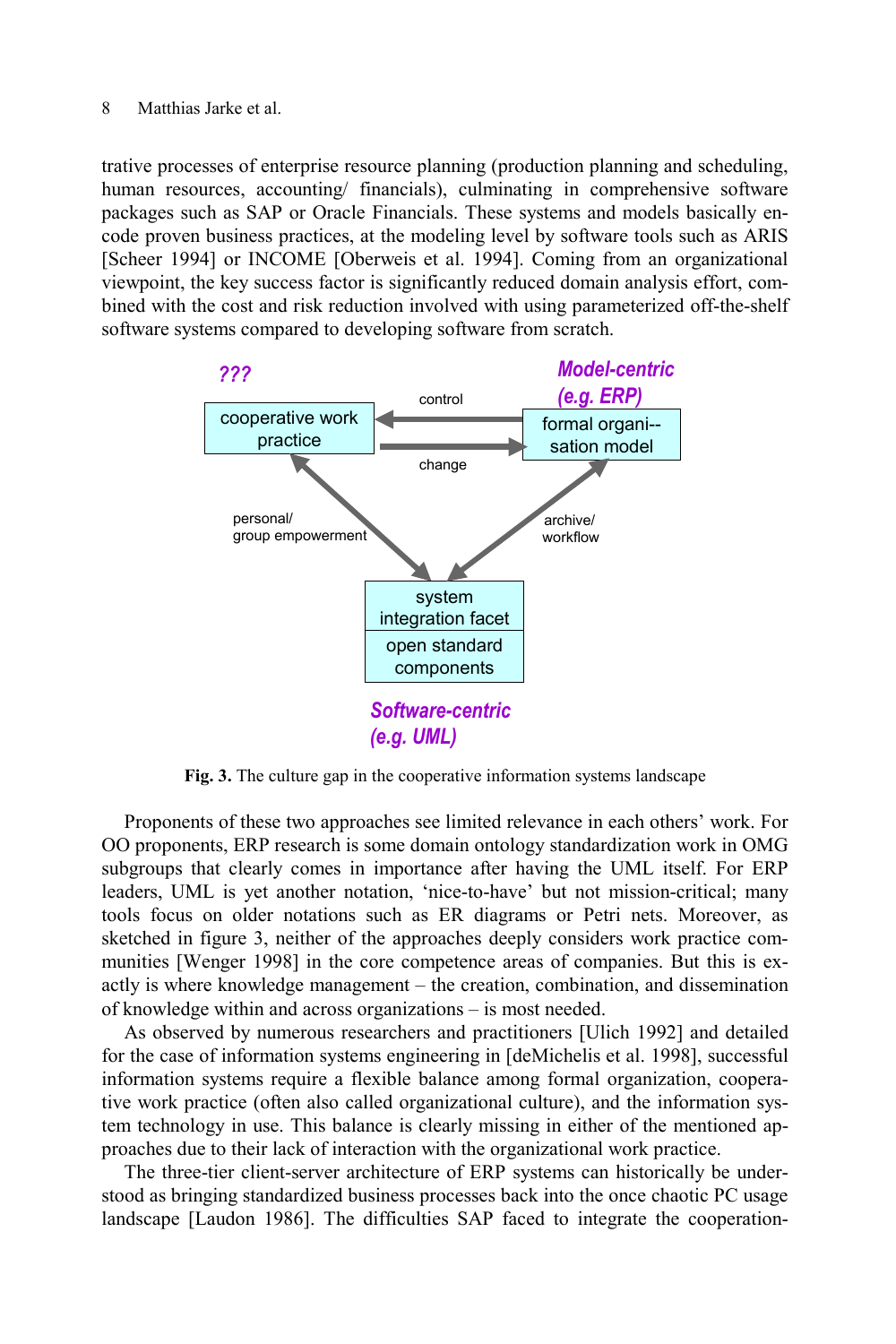trative processes of enterprise resource planning (production planning and scheduling, human resources, accounting/ financials), culminating in comprehensive software packages such as SAP or Oracle Financials. These systems and models basically encode proven business practices, at the modeling level by software tools such as ARIS [Scheer 1994] or INCOME [Oberweis et al. 1994]. Coming from an organizational viewpoint, the key success factor is significantly reduced domain analysis effort, combined with the cost and risk reduction involved with using parameterized off-the-shelf software systems compared to developing software from scratch.

**Fig. 3.** The culture gap in the cooperative information systems landscape

Proponents of these two approaches see limited relevance in each others' work. For OO proponents, ERP research is some domain ontology standardization work in OMG subgroups that clearly comes in importance after having the UML itself. For ERP leaders, UML is yet another notation, 'nice-to-have' but not mission-critical; many tools focus on older notations such as ER diagrams or Petri nets. Moreover, as sketched in figure 3, neither of the approaches deeply considers work practice communities [Wenger 1998] in the core competence areas of companies. But this is exactly is where knowledge management – the creation, combination, and dissemination of knowledge within and across organizations – is most needed.

As observed by numerous researchers and practitioners [Ulich 1992] and detailed for the case of information systems engineering in [deMichelis et al. 1998], successful information systems require a flexible balance among formal organization, cooperative work practice (often also called organizational culture), and the information system technology in use. This balance is clearly missing in either of the mentioned approaches due to their lack of interaction with the organizational work practice.

The three-tier client-server architecture of ERP systems can historically be understood as bringing standardized business processes back into the once chaotic PC usage landscape [Laudon 1986]. The difficulties SAP faced to integrate the cooperation-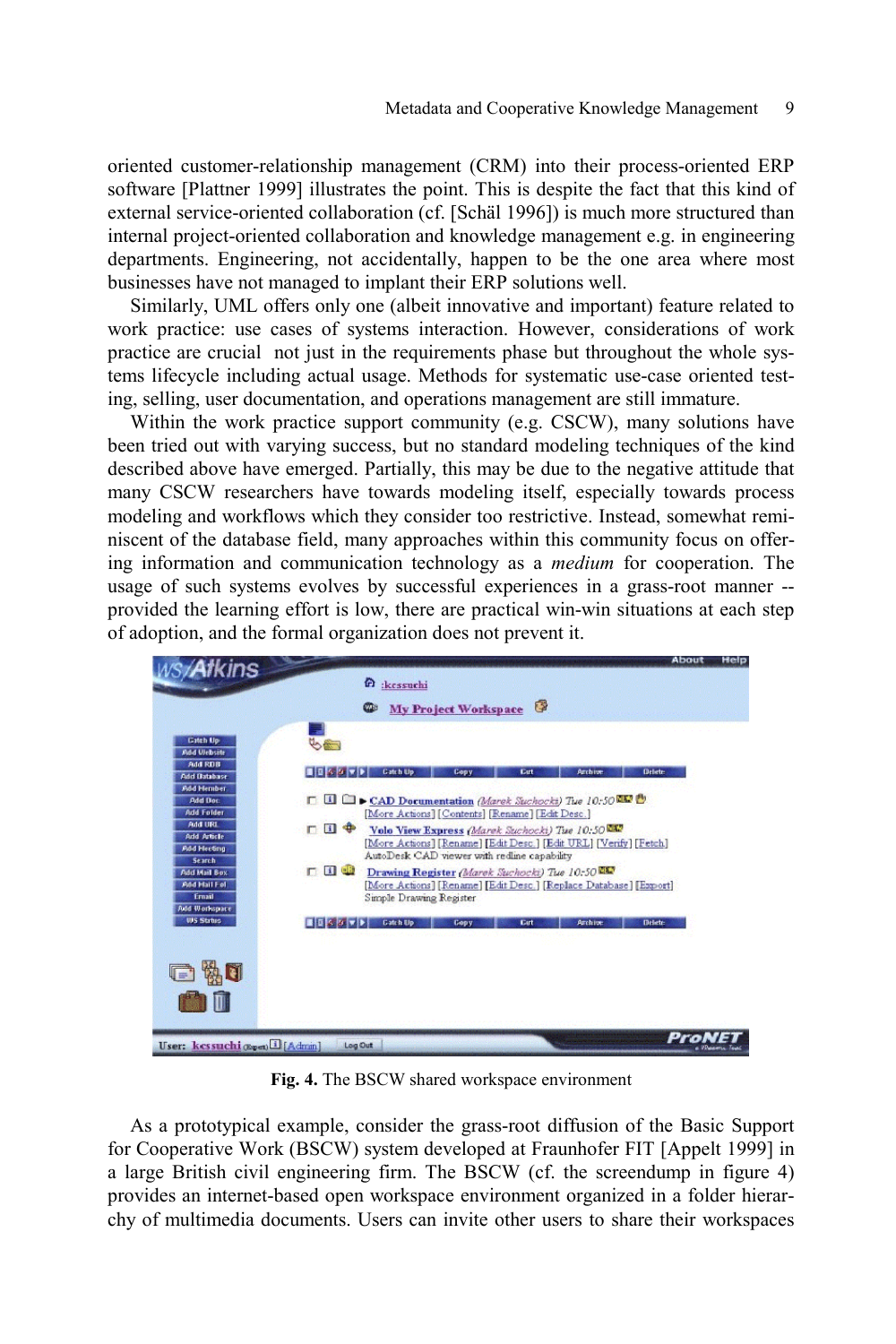oriented customer-relationship management (CRM) into their process-oriented ERP software [Plattner 1999] illustrates the point. This is despite the fact that this kind of external service-oriented collaboration (cf. [Schäl 1996]) is much more structured than internal project-oriented collaboration and knowledge management e.g. in engineering departments. Engineering, not accidentally, happen to be the one area where most businesses have not managed to implant their ERP solutions well.

Similarly, UML offers only one (albeit innovative and important) feature related to work practice: use cases of systems interaction. However, considerations of work practice are crucial not just in the requirements phase but throughout the whole systems lifecycle including actual usage. Methods for systematic use-case oriented testing, selling, user documentation, and operations management are still immature.

Within the work practice support community (e.g. CSCW), many solutions have been tried out with varying success, but no standard modeling techniques of the kind described above have emerged. Partially, this may be due to the negative attitude that many CSCW researchers have towards modeling itself, especially towards process modeling and workflows which they consider too restrictive. Instead, somewhat reminiscent of the database field, many approaches within this community focus on offering information and communication technology as a *medium* for cooperation. The usage of such systems evolves by successful experiences in a grass-root manner -- provided the learning effort is low, there are practical win-win situations at each step of adoption, and the formal organization does not prevent it.

**Fig. 4.** The BSCW shared workspace environment

As a prototypical example, consider the grass-root diffusion of the Basic Support for Cooperative Work (BSCW) system developed at Fraunhofer FIT [Appelt 1999] in a large British civil engineering firm. The BSCW (cf. the screendump in figure 4) provides an internet-based open workspace environment organized in a folder hierarchy of multimedia documents. Users can invite other users to share their workspaces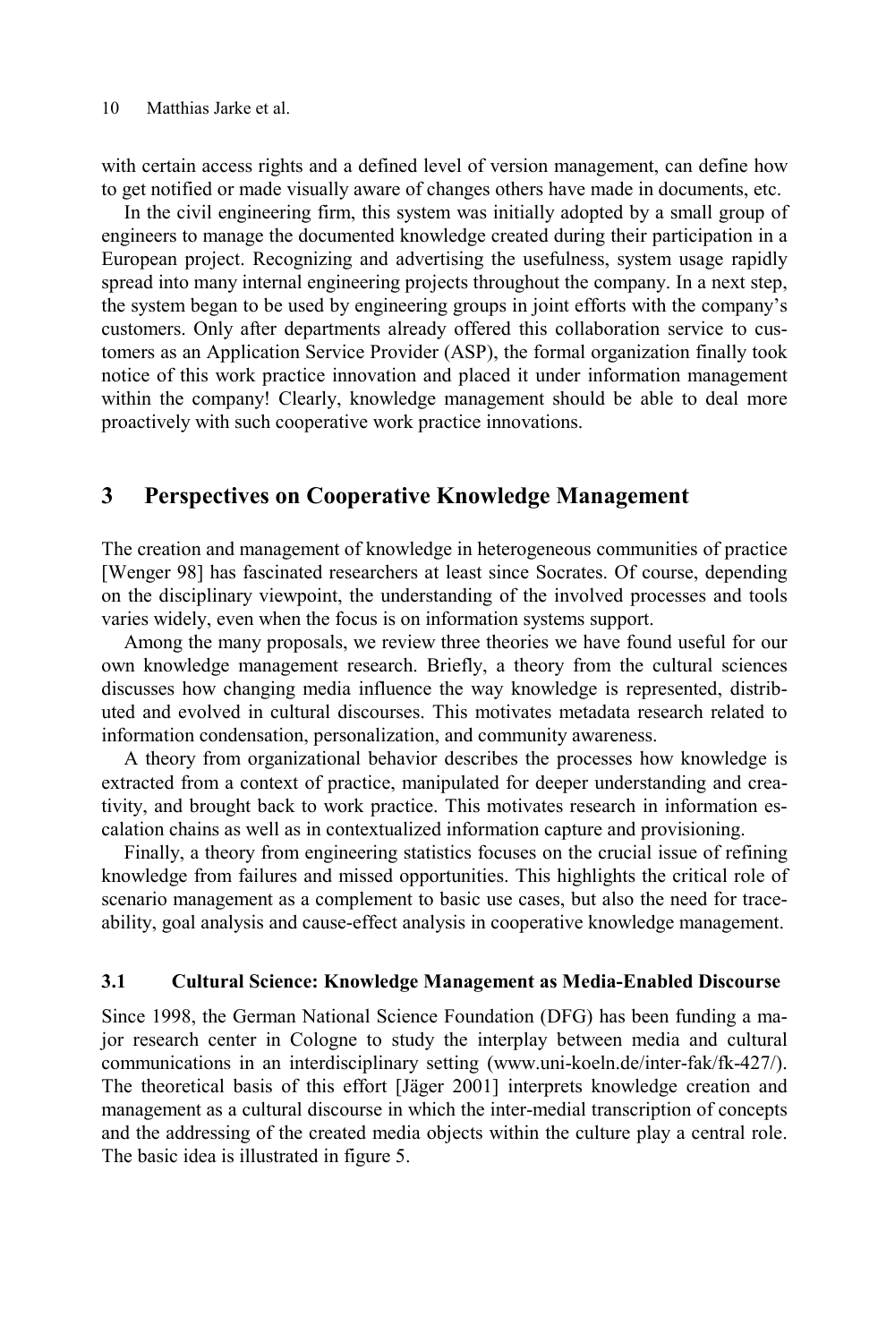with certain access rights and a defined level of version management, can define how to get notified or made visually aware of changes others have made in documents, etc.

In the civil engineering firm, this system was initially adopted by a small group of engineers to manage the documented knowledge created during their participation in a European project. Recognizing and advertising the usefulness, system usage rapidly spread into many internal engineering projects throughout the company. In a next step, the system began to be used by engineering groups in joint efforts with the company's customers. Only after departments already offered this collaboration service to customers as an Application Service Provider (ASP), the formal organization finally took notice of this work practice innovation and placed it under information management within the company! Clearly, knowledge management should be able to deal more proactively with such cooperative work practice innovations.

## 3 Perspectives on Cooperative Knowledge Management

The creation and management of knowledge in heterogeneous communities of practice [Wenger 98] has fascinated researchers at least since Socrates. Of course, depending on the disciplinary viewpoint, the understanding of the involved processes and tools varies widely, even when the focus is on information systems support.

Among the many proposals, we review three theories we have found useful for our own knowledge management research. Briefly, a theory from the cultural sciences discusses how changing media influence the way knowledge is represented, distributed and evolved in cultural discourses. This motivates metadata research related to information condensation, personalization, and community awareness.

A theory from organizational behavior describes the processes how knowledge is extracted from a context of practice, manipulated for deeper understanding and creativity, and brought back to work practice. This motivates research in information escalation chains as well as in contextualized information capture and provisioning.

Finally, a theory from engineering statistics focuses on the crucial issue of refining knowledge from failures and missed opportunities. This highlights the critical role of scenario management as a complement to basic use cases, but also the need for traceability, goal analysis and cause-effect analysis in cooperative knowledge management.

### 3.1 Cultural Science: Knowledge Management as Media-Enabled Discourse

Since 1998, the German National Science Foundation (DFG) has been funding a major research center in Cologne to study the interplay between media and cultural communications in an interdisciplinary setting (www.uni-koeln.de/inter-fak/fk-427/). The theoretical basis of this effort [Jäger 2001] interprets knowledge creation and management as a cultural discourse in which the inter-medial transcription of concepts and the addressing of the created media objects within the culture play a central role. The basic idea is illustrated in figure 5.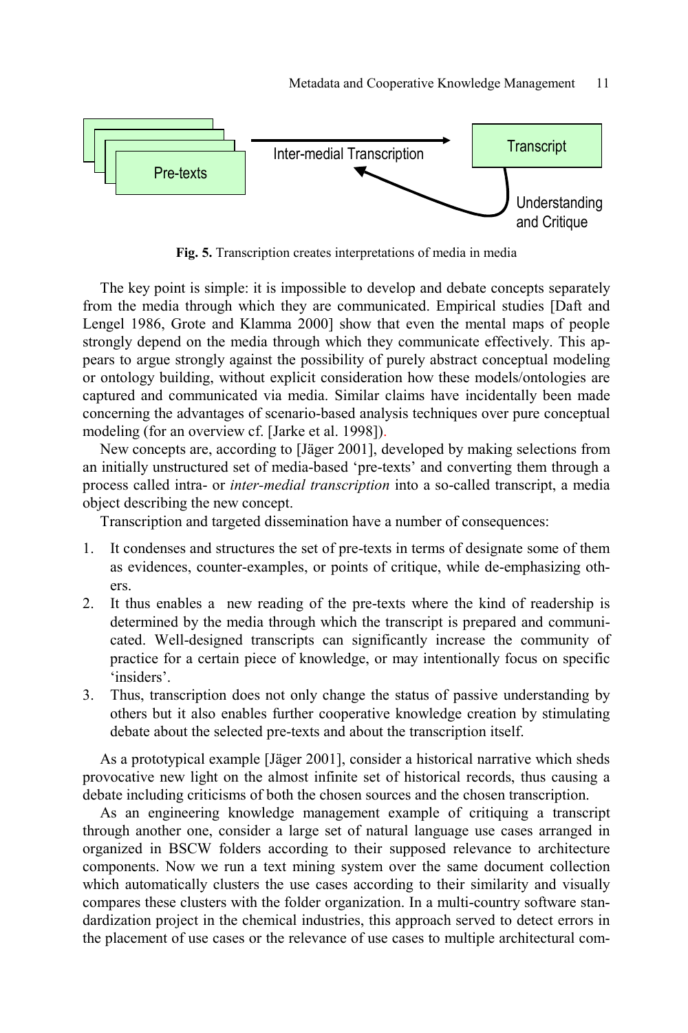Pre-texts

Inter-medial Transcription

Transcript

Understanding and Critique

**Fig. 5.** Transcription creates interpretations of media in media

The key point is simple: it is impossible to develop and debate concepts separately from the media through which they are communicated. Empirical studies [Daft and Lengel 1986, Grote and Klamma 2000] show that even the mental maps of people strongly depend on the media through which they communicate effectively. This appears to argue strongly against the possibility of purely abstract conceptual modeling or ontology building, without explicit consideration how these models/ontologies are captured and communicated via media. Similar claims have incidentally been made concerning the advantages of scenario-based analysis techniques over pure conceptual modeling (for an overview cf. [Jarke et al. 1998]).

New concepts are, according to [Jäger 2001], developed by making selections from an initially unstructured set of media-based 'pre-texts' and converting them through a process called intra- or *inter-medial transcription* into a so-called transcript, a media object describing the new concept.

Transcription and targeted dissemination have a number of consequences:

1. It condenses and structures the set of pre-texts in terms of designate some of them as evidences, counter-examples, or points of critique, while de-emphasizing others.
2. It thus enables a new reading of the pre-texts where the kind of readership is determined by the media through which the transcript is prepared and communicated. Well-designed transcripts can significantly increase the community of practice for a certain piece of knowledge, or may intentionally focus on specific 'insiders'.
3. Thus, transcription does not only change the status of passive understanding by others but it also enables further cooperative knowledge creation by stimulating debate about the selected pre-texts and about the transcription itself.

As a prototypical example [Jäger 2001], consider a historical narrative which sheds provocative new light on the almost infinite set of historical records, thus causing a debate including criticisms of both the chosen sources and the chosen transcription.

As an engineering knowledge management example of critiquing a transcript through another one, consider a large set of natural language use cases arranged in organized in BSCW folders according to their supposed relevance to architecture components. Now we run a text mining system over the same document collection which automatically clusters the use cases according to their similarity and visually compares these clusters with the folder organization. In a multi-country software standardization project in the chemical industries, this approach served to detect errors in the placement of use cases or the relevance of use cases to multiple architectural com-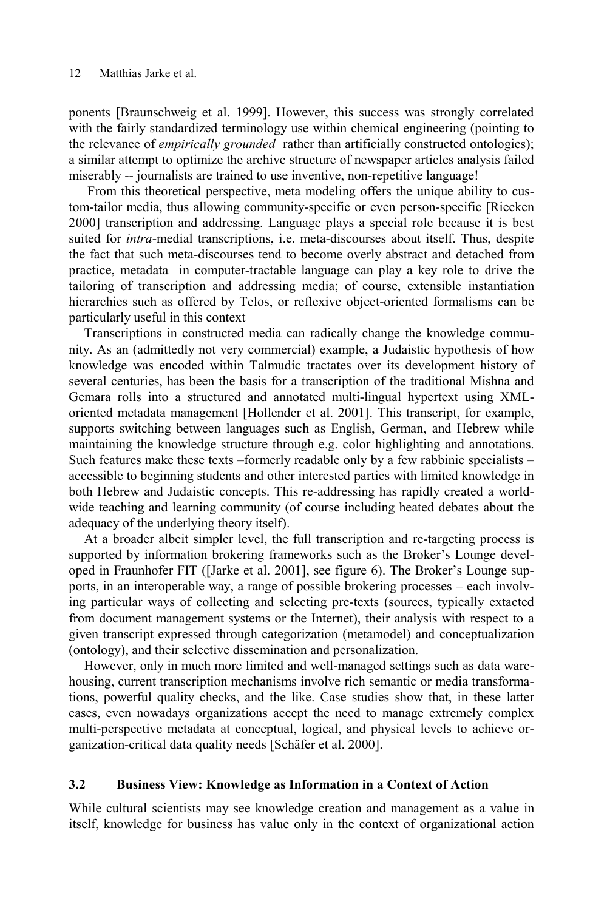ponents [Braunschweig et al. 1999]. However, this success was strongly correlated with the fairly standardized terminology use within chemical engineering (pointing to the relevance of *empirically grounded* rather than artificially constructed ontologies); a similar attempt to optimize the archive structure of newspaper articles analysis failed miserably -- journalists are trained to use inventive, non-repetitive language!

From this theoretical perspective, meta modeling offers the unique ability to custom-tailor media, thus allowing community-specific or even person-specific [Riecken 2000] transcription and addressing. Language plays a special role because it is best suited for *intra*-medial transcriptions, i.e. meta-discourses about itself. Thus, despite the fact that such meta-discourses tend to become overly abstract and detached from practice, metadata in computer-tractable language can play a key role to drive the tailoring of transcription and addressing media; of course, extensible instantiation hierarchies such as offered by Telos, or reflexive object-oriented formalisms can be particularly useful in this context

Transcriptions in constructed media can radically change the knowledge community. As an (admittedly not very commercial) example, a Judaistic hypothesis of how knowledge was encoded within Talmudic tractates over its development history of several centuries, has been the basis for a transcription of the traditional Mishna and Gemara rolls into a structured and annotated multi-lingual hypertext using XML-oriented metadata management [Hollender et al. 2001]. This transcript, for example, supports switching between languages such as English, German, and Hebrew while maintaining the knowledge structure through e.g. color highlighting and annotations. Such features make these texts –formerly readable only by a few rabbinic specialists – accessible to beginning students and other interested parties with limited knowledge in both Hebrew and Judaistic concepts. This re-addressing has rapidly created a world-wide teaching and learning community (of course including heated debates about the adequacy of the underlying theory itself).

At a broader albeit simpler level, the full transcription and re-targeting process is supported by information brokering frameworks such as the Broker's Lounge developed in Fraunhofer FIT ([Jarke et al. 2001], see figure 6). The Broker's Lounge supports, in an interoperable way, a range of possible brokering processes – each involving particular ways of collecting and selecting pre-texts (sources, typically extacted from document management systems or the Internet), their analysis with respect to a given transcript expressed through categorization (metamodel) and conceptualization (ontology), and their selective dissemination and personalization.

However, only in much more limited and well-managed settings such as data warehousing, current transcription mechanisms involve rich semantic or media transformations, powerful quality checks, and the like. Case studies show that, in these latter cases, even nowadays organizations accept the need to manage extremely complex multi-perspective metadata at conceptual, logical, and physical levels to achieve organization-critical data quality needs [Schäfer et al. 2000].

### 3.2 Business View: Knowledge as Information in a Context of Action

While cultural scientists may see knowledge creation and management as a value in itself, knowledge for business has value only in the context of organizational action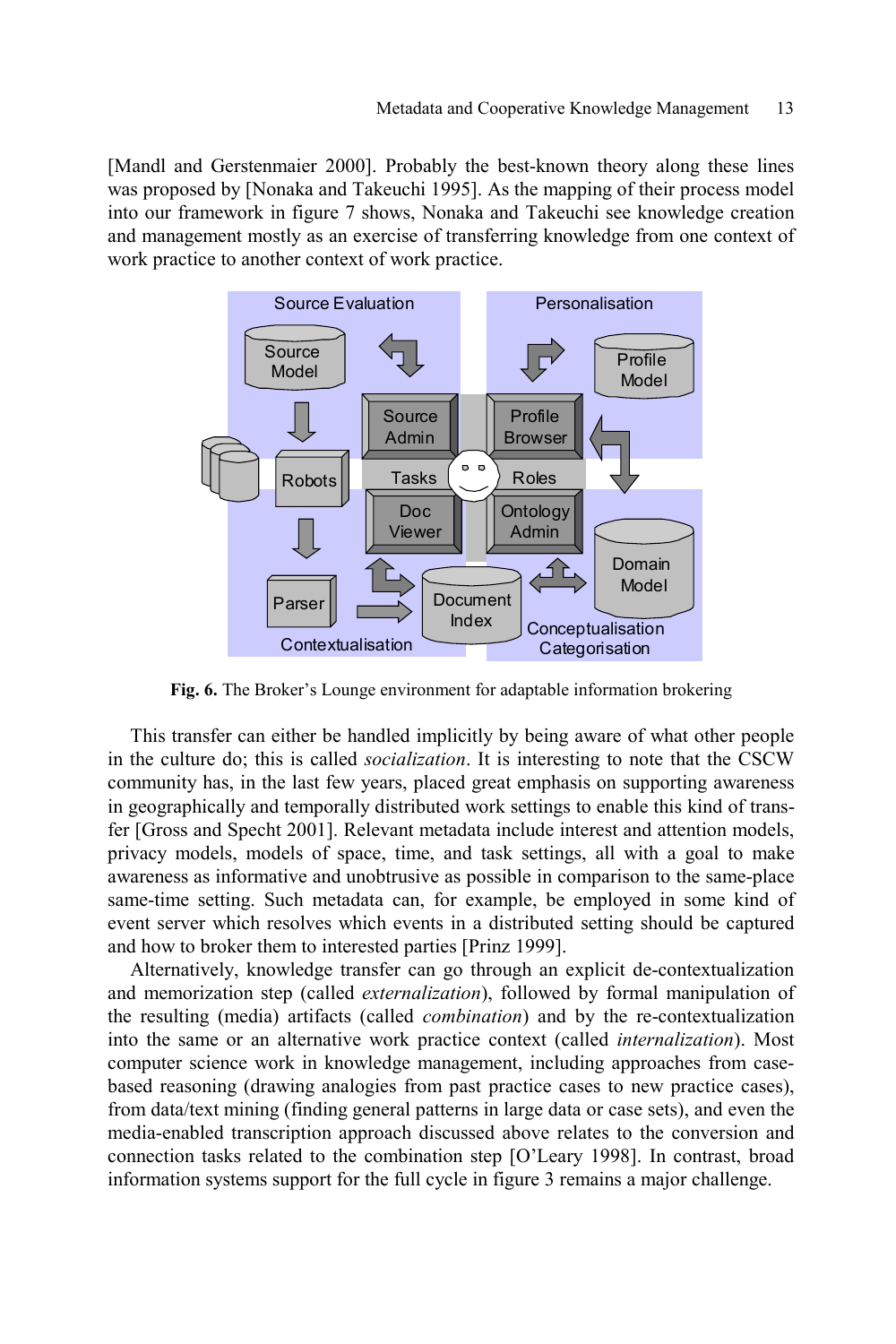[Mandl and Gerstenmaier 2000]. Probably the best-known theory along these lines was proposed by [Nonaka and Takeuchi 1995]. As the mapping of their process model into our framework in figure 7 shows, Nonaka and Takeuchi see knowledge creation and management mostly as an exercise of transferring knowledge from one context of work practice to another context of work practice.

**Fig. 6.** The Broker's Lounge environment for adaptable information brokering

This transfer can either be handled implicitly by being aware of what other people in the culture do; this is called *socialization*. It is interesting to note that the CSCW community has, in the last few years, placed great emphasis on supporting awareness in geographically and temporally distributed work settings to enable this kind of transfer [Gross and Specht 2001]. Relevant metadata include interest and attention models, privacy models, models of space, time, and task settings, all with a goal to make awareness as informative and unobtrusive as possible in comparison to the same-place same-time setting. Such metadata can, for example, be employed in some kind of event server which resolves which events in a distributed setting should be captured and how to broker them to interested parties [Prinz 1999].

Alternatively, knowledge transfer can go through an explicit de-contextualization and memorization step (called *externalization*), followed by formal manipulation of the resulting (media) artifacts (called *combination*) and by the re-contextualization into the same or an alternative work practice context (called *internalization*). Most computer science work in knowledge management, including approaches from case-based reasoning (drawing analogies from past practice cases to new practice cases), from data/text mining (finding general patterns in large data or case sets), and even the media-enabled transcription approach discussed above relates to the conversion and connection tasks related to the combination step [O'Leary 1998]. In contrast, broad information systems support for the full cycle in figure 3 remains a major challenge.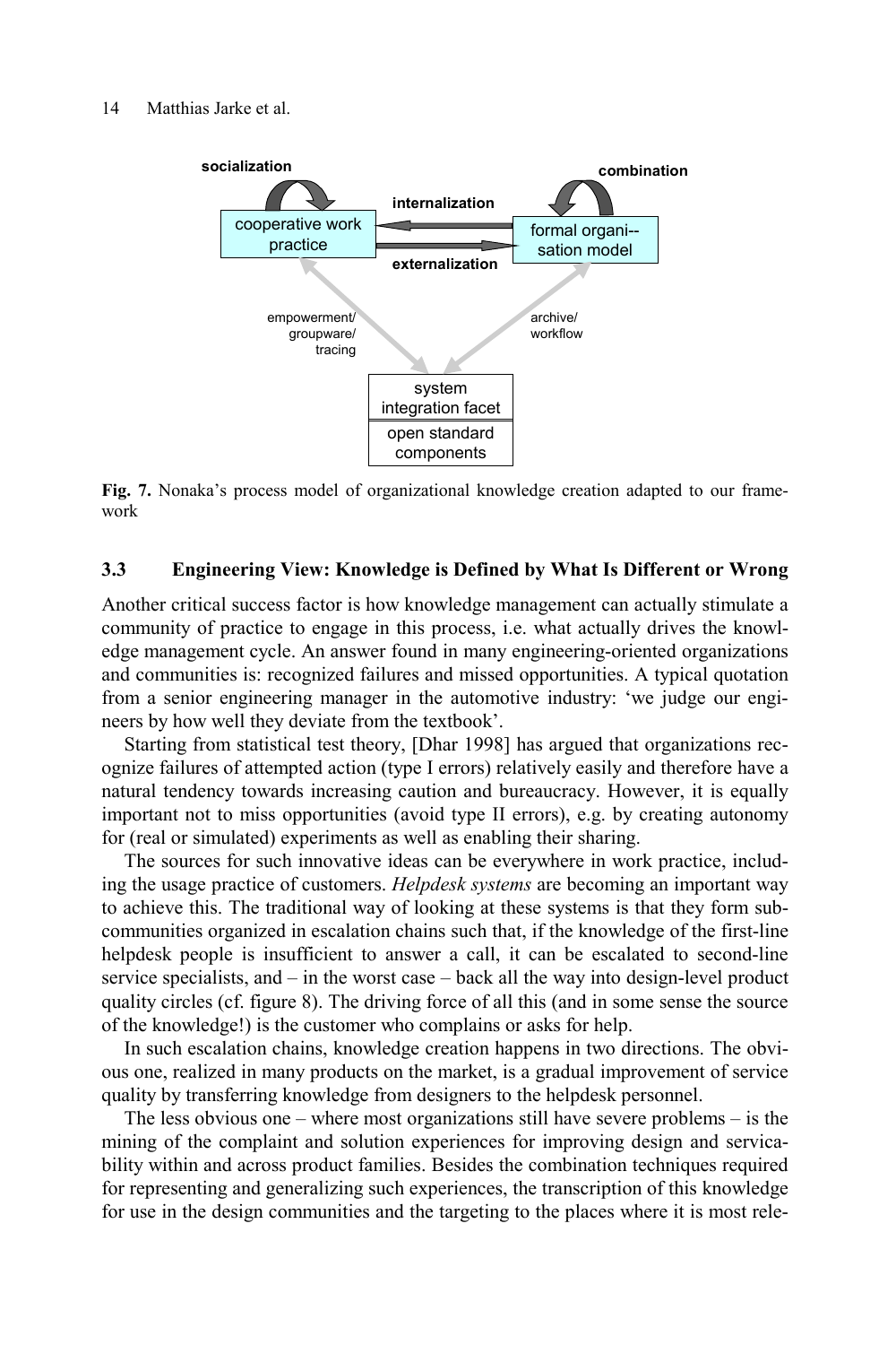Fig. 7. Nonaka's process model of organizational knowledge creation adapted to our framework

### 3.3 Engineering View: Knowledge is Defined by What Is Different or Wrong

Another critical success factor is how knowledge management can actually stimulate a community of practice to engage in this process, i.e. what actually drives the knowledge management cycle. An answer found in many engineering-oriented organizations and communities is: recognized failures and missed opportunities. A typical quotation from a senior engineering manager in the automotive industry: 'we judge our engineers by how well they deviate from the textbook'.

Starting from statistical test theory, [Dhar 1998] has argued that organizations recognize failures of attempted action (type I errors) relatively easily and therefore have a natural tendency towards increasing caution and bureaucracy. However, it is equally important not to miss opportunities (avoid type II errors), e.g. by creating autonomy for (real or simulated) experiments as well as enabling their sharing.

The sources for such innovative ideas can be everywhere in work practice, including the usage practice of customers. *Helpdesk systems* are becoming an important way to achieve this. The traditional way of looking at these systems is that they form sub-communities organized in escalation chains such that, if the knowledge of the first-line helpdesk people is insufficient to answer a call, it can be escalated to second-line service specialists, and – in the worst case – back all the way into design-level product quality circles (cf. figure 8). The driving force of all this (and in some sense the source of the knowledge!) is the customer who complains or asks for help.

In such escalation chains, knowledge creation happens in two directions. The obvious one, realized in many products on the market, is a gradual improvement of service quality by transferring knowledge from designers to the helpdesk personnel.

The less obvious one – where most organizations still have severe problems – is the mining of the complaint and solution experiences for improving design and servicability within and across product families. Besides the combination techniques required for representing and generalizing such experiences, the transcription of this knowledge for use in the design communities and the targeting to the places where it is most rele-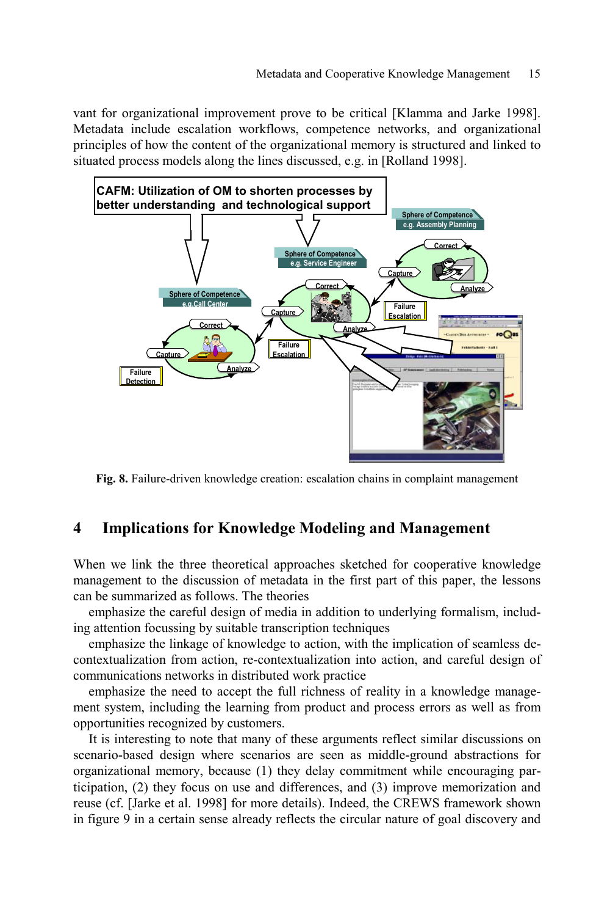vant for organizational improvement prove to be critical [Klamma and Jarke 1998]. Metadata include escalation workflows, competence networks, and organizational principles of how the content of the organizational memory is structured and linked to situated process models along the lines discussed, e.g. in [Rolland 1998].

**Fig. 8.** Failure-driven knowledge creation: escalation chains in complaint management

## 4 Implications for Knowledge Modeling and Management

When we link the three theoretical approaches sketched for cooperative knowledge management to the discussion of metadata in the first part of this paper, the lessons can be summarized as follows. The theories

emphasize the careful design of media in addition to underlying formalism, including attention focussing by suitable transcription techniques

emphasize the linkage of knowledge to action, with the implication of seamless decontextualization from action, re-contextualization into action, and careful design of communications networks in distributed work practice

emphasize the need to accept the full richness of reality in a knowledge management system, including the learning from product and process errors as well as from opportunities recognized by customers.

It is interesting to note that many of these arguments reflect similar discussions on scenario-based design where scenarios are seen as middle-ground abstractions for organizational memory, because (1) they delay commitment while encouraging participation, (2) they focus on use and differences, and (3) improve memorization and reuse (cf. [Jarke et al. 1998] for more details). Indeed, the CREWS framework shown in figure 9 in a certain sense already reflects the circular nature of goal discovery and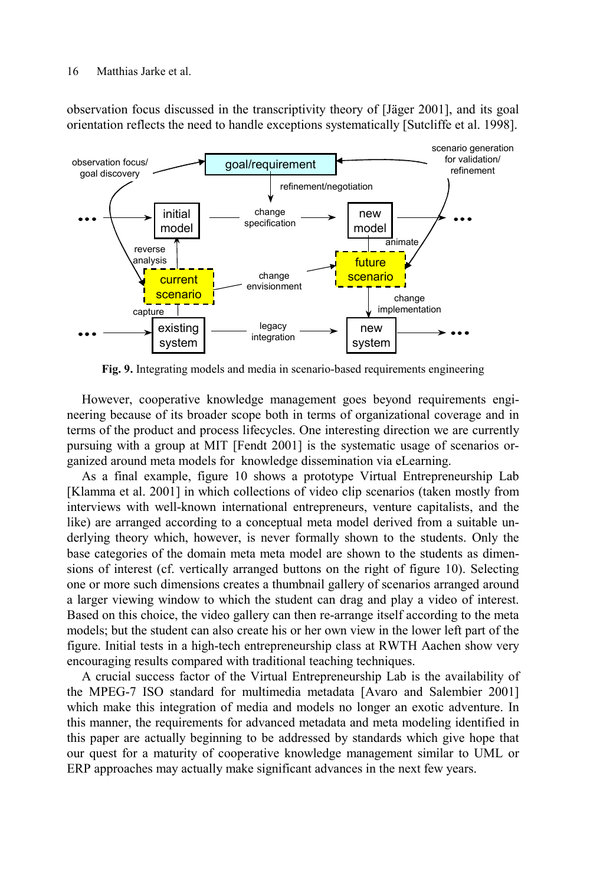observation focus discussed in the transcriptivity theory of [Jäger 2001], and its goal orientation reflects the need to handle exceptions systematically [Sutcliffe et al. 1998].

**Fig. 9.** Integrating models and media in scenario-based requirements engineering

However, cooperative knowledge management goes beyond requirements engineering because of its broader scope both in terms of organizational coverage and in terms of the product and process lifecycles. One interesting direction we are currently pursuing with a group at MIT [Fendt 2001] is the systematic usage of scenarios organized around meta models for knowledge dissemination via eLearning.

As a final example, figure 10 shows a prototype Virtual Entrepreneurship Lab [Klamma et al. 2001] in which collections of video clip scenarios (taken mostly from interviews with well-known international entrepreneurs, venture capitalists, and the like) are arranged according to a conceptual meta model derived from a suitable underlying theory which, however, is never formally shown to the students. Only the base categories of the domain meta meta model are shown to the students as dimensions of interest (cf. vertically arranged buttons on the right of figure 10). Selecting one or more such dimensions creates a thumbnail gallery of scenarios arranged around a larger viewing window to which the student can drag and play a video of interest. Based on this choice, the video gallery can then re-arrange itself according to the meta models; but the student can also create his or her own view in the lower left part of the figure. Initial tests in a high-tech entrepreneurship class at RWTH Aachen show very encouraging results compared with traditional teaching techniques.

A crucial success factor of the Virtual Entrepreneurship Lab is the availability of the MPEG-7 ISO standard for multimedia metadata [Avaro and Salembier 2001] which make this integration of media and models no longer an exotic adventure. In this manner, the requirements for advanced metadata and meta modeling identified in this paper are actually beginning to be addressed by standards which give hope that our quest for a maturity of cooperative knowledge management similar to UML or ERP approaches may actually make significant advances in the next few years.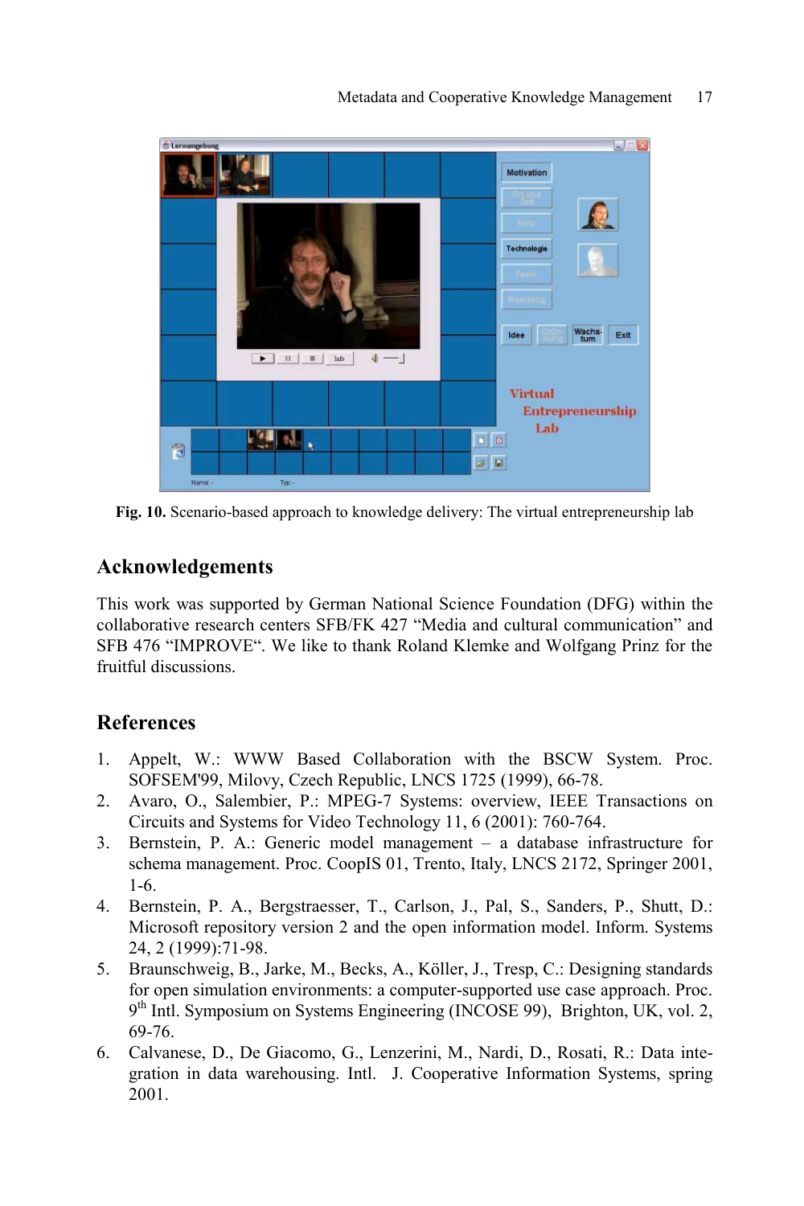**Fig. 10.** Scenario-based approach to knowledge delivery: The virtual entrepreneurship lab

## Acknowledgements

This work was supported by German National Science Foundation (DFG) within the collaborative research centers SFB/FK 427 "Media and cultural communication" and SFB 476 "IMPROVE". We like to thank Roland Klemke and Wolfgang Prinz for the fruitful discussions.

## References

1. Appelt, W.: WWW Based Collaboration with the BSCW System. Proc. SOFSEM'99, Milovy, Czech Republic, LNCS 1725 (1999), 66-78.
2. Avaro, O., Salembier, P.: MPEG-7 Systems: overview, IEEE Transactions on Circuits and Systems for Video Technology 11, 6 (2001): 760-764.
3. Bernstein, P. A.: Generic model management – a database infrastructure for schema management. Proc. CoopIS 01, Trento, Italy, LNCS 2172, Springer 2001, 1-6.
4. Bernstein, P. A., Bergstraesser, T., Carlson, J., Pal, S., Sanders, P., Shutt, D.: Microsoft repository version 2 and the open information model. Inform. Systems 24, 2 (1999):71-98.
5. Braunschweig, B., Jarke, M., Becks, A., Köller, J., Tresp, C.: Designing standards for open simulation environments: a computer-supported use case approach. Proc. 9th Intl. Symposium on Systems Engineering (INCOSE 99), Brighton, UK, vol. 2, 69-76.
6. Calvanese, D., De Giacomo, G., Lenzerini, M., Nardi, D., Rosati, R.: Data integration in data warehousing. Intl. J. Cooperative Information Systems, spring 2001.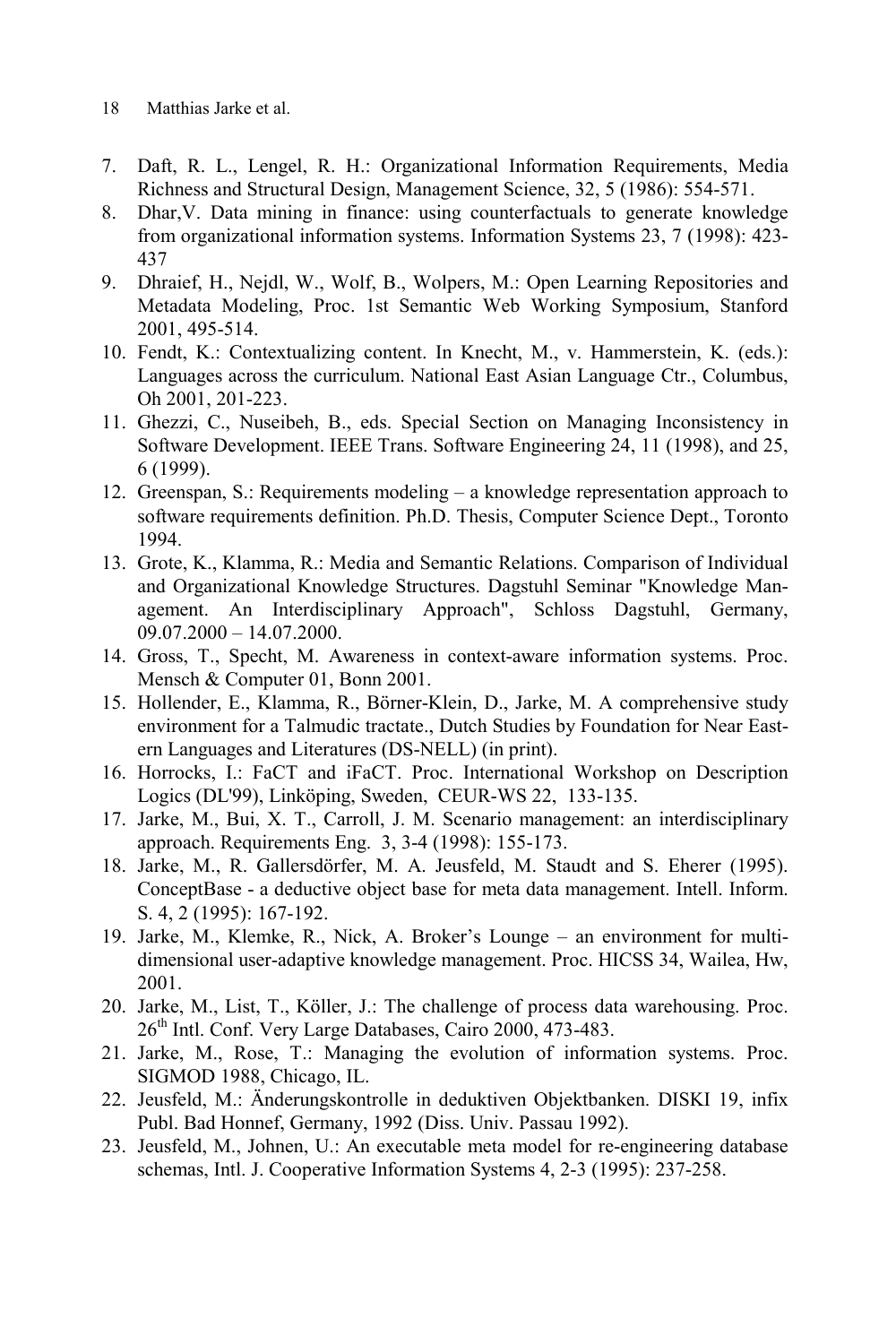7. Daft, R. L., Lengel, R. H.: Organizational Information Requirements, Media Richness and Structural Design, Management Science, 32, 5 (1986): 554-571.
8. Dhar,V. Data mining in finance: using counterfactuals to generate knowledge from organizational information systems. Information Systems 23, 7 (1998): 423-437
9. Dhraief, H., Nejdl, W., Wolf, B., Wolpers, M.: Open Learning Repositories and Metadata Modeling, Proc. 1st Semantic Web Working Symposium, Stanford 2001, 495-514.
10. Fendt, K.: Contextualizing content. In Knecht, M., v. Hammerstein, K. (eds.): Languages across the curriculum. National East Asian Language Ctr., Columbus, Oh 2001, 201-223.
11. Ghezzi, C., Nuseibeh, B., eds. Special Section on Managing Inconsistency in Software Development. IEEE Trans. Software Engineering 24, 11 (1998), and 25, 6 (1999).
12. Greenspan, S.: Requirements modeling – a knowledge representation approach to software requirements definition. Ph.D. Thesis, Computer Science Dept., Toronto 1994.
13. Grote, K., Klamma, R.: Media and Semantic Relations. Comparison of Individual and Organizational Knowledge Structures. Dagstuhl Seminar "Knowledge Management. An Interdisciplinary Approach", Schloss Dagstuhl, Germany, 09.07.2000 – 14.07.2000.
14. Gross, T., Specht, M. Awareness in context-aware information systems. Proc. Mensch & Computer 01, Bonn 2001.
15. Hollender, E., Klamma, R., Börner-Klein, D., Jarke, M. A comprehensive study environment for a Talmudic tractate., Dutch Studies by Foundation for Near Eastern Languages and Literatures (DS-NELL) (in print).
16. Horrocks, I.: FaCT and iFaCT. Proc. International Workshop on Description Logics (DL'99), Linköping, Sweden, CEUR-WS 22, 133-135.
17. Jarke, M., Bui, X. T., Carroll, J. M. Scenario management: an interdisciplinary approach. Requirements Eng. 3, 3-4 (1998): 155-173.
18. Jarke, M., R. Gallersdörfer, M. A. Jeusfeld, M. Staudt and S. Eherer (1995). ConceptBase - a deductive object base for meta data management. Intell. Inform. S. 4, 2 (1995): 167-192.
19. Jarke, M., Klemke, R., Nick, A. Broker's Lounge – an environment for multi-dimensional user-adaptive knowledge management. Proc. HICSS 34, Wailea, Hw, 2001.
20. Jarke, M., List, T., Köller, J.: The challenge of process data warehousing. Proc. 26th Intl. Conf. Very Large Databases, Cairo 2000, 473-483.
21. Jarke, M., Rose, T.: Managing the evolution of information systems. Proc. SIGMOD 1988, Chicago, IL.
22. Jeusfeld, M.: Änderungskontrolle in deduktiven Objektbanken. DISKI 19, infix Publ. Bad Honnef, Germany, 1992 (Diss. Univ. Passau 1992).
23. Jeusfeld, M., Johnen, U.: An executable meta model for re-engineering database schemas, Intl. J. Cooperative Information Systems 4, 2-3 (1995): 237-258.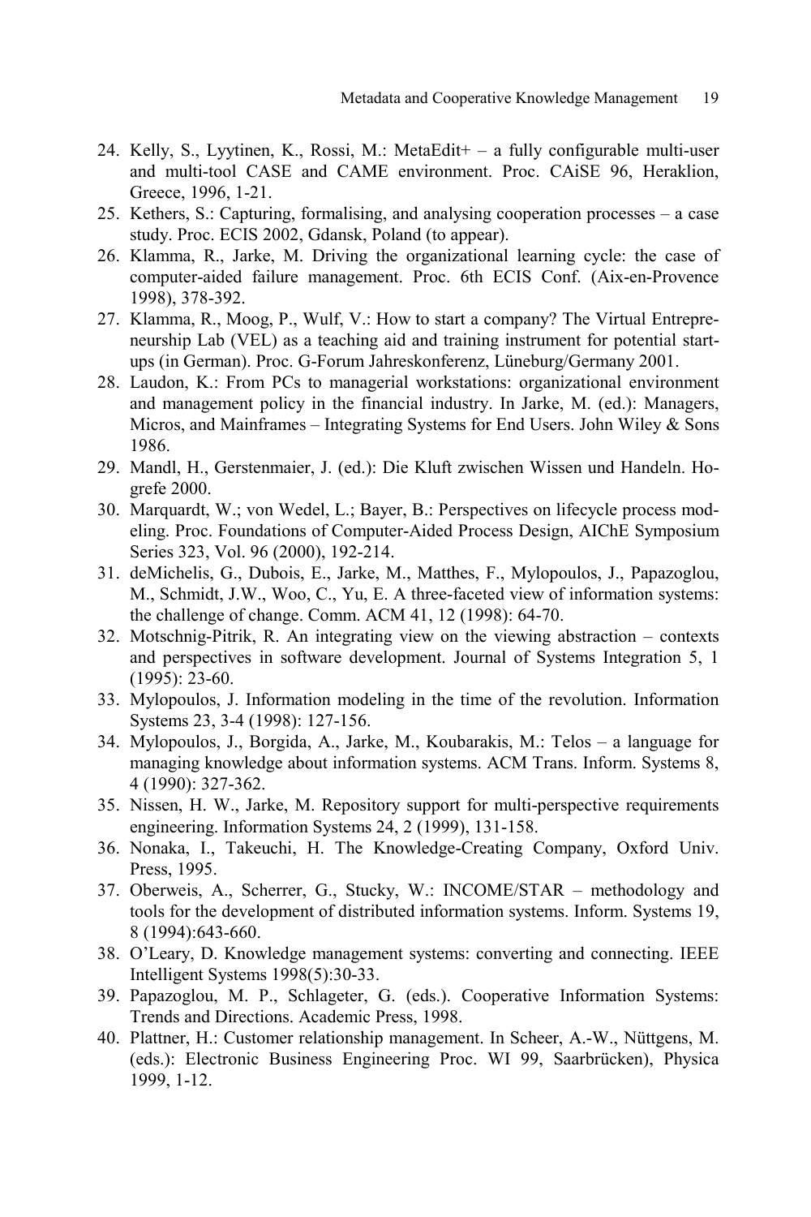24. Kelly, S., Lyytinen, K., Rossi, M.: MetaEdit+ – a fully configurable multi-user and multi-tool CASE and CAME environment. Proc. CAiSE 96, Heraklion, Greece, 1996, 1-21.
25. Kethers, S.: Capturing, formalising, and analysing cooperation processes – a case study. Proc. ECIS 2002, Gdansk, Poland (to appear).
26. Klamma, R., Jarke, M. Driving the organizational learning cycle: the case of computer-aided failure management. Proc. 6th ECIS Conf. (Aix-en-Provence 1998), 378-392.
27. Klamma, R., Moog, P., Wulf, V.: How to start a company? The Virtual Entrepreneurship Lab (VEL) as a teaching aid and training instrument for potential start-ups (in German). Proc. G-Forum Jahreskonferenz, Lüneburg/Germany 2001.
28. Laudon, K.: From PCs to managerial workstations: organizational environment and management policy in the financial industry. In Jarke, M. (ed.): Managers, Micros, and Mainframes – Integrating Systems for End Users. John Wiley & Sons 1986.
29. Mandl, H., Gerstenmaier, J. (ed.): Die Kluft zwischen Wissen und Handeln. Hogrefe 2000.
30. Marquardt, W.; von Wedel, L.; Bayer, B.: Perspectives on lifecycle process modeling. Proc. Foundations of Computer-Aided Process Design, AIChE Symposium Series 323, Vol. 96 (2000), 192-214.
31. deMichelis, G., Dubois, E., Jarke, M., Matthes, F., Mylopoulos, J., Papazoglou, M., Schmidt, J.W., Woo, C., Yu, E. A three-faceted view of information systems: the challenge of change. Comm. ACM 41, 12 (1998): 64-70.
32. Motschnig-Pitrik, R. An integrating view on the viewing abstraction – contexts and perspectives in software development. Journal of Systems Integration 5, 1 (1995): 23-60.
33. Mylopoulos, J. Information modeling in the time of the revolution. Information Systems 23, 3-4 (1998): 127-156.
34. Mylopoulos, J., Borgida, A., Jarke, M., Koubarakis, M.: Telos – a language for managing knowledge about information systems. ACM Trans. Inform. Systems 8, 4 (1990): 327-362.
35. Nissen, H. W., Jarke, M. Repository support for multi-perspective requirements engineering. Information Systems 24, 2 (1999), 131-158.
36. Nonaka, I., Takeuchi, H. The Knowledge-Creating Company, Oxford Univ. Press, 1995.
37. Oberweis, A., Scherrer, G., Stucky, W.: INCOME/STAR – methodology and tools for the development of distributed information systems. Inform. Systems 19, 8 (1994):643-660.
38. O'Leary, D. Knowledge management systems: converting and connecting. IEEE Intelligent Systems 1998(5):30-33.
39. Papazoglou, M. P., Schlageter, G. (eds.). Cooperative Information Systems: Trends and Directions. Academic Press, 1998.
40. Plattner, H.: Customer relationship management. In Scheer, A.-W., Nüttgens, M. (eds.): Electronic Business Engineering Proc. WI 99, Saarbrücken), Physica 1999, 1-12.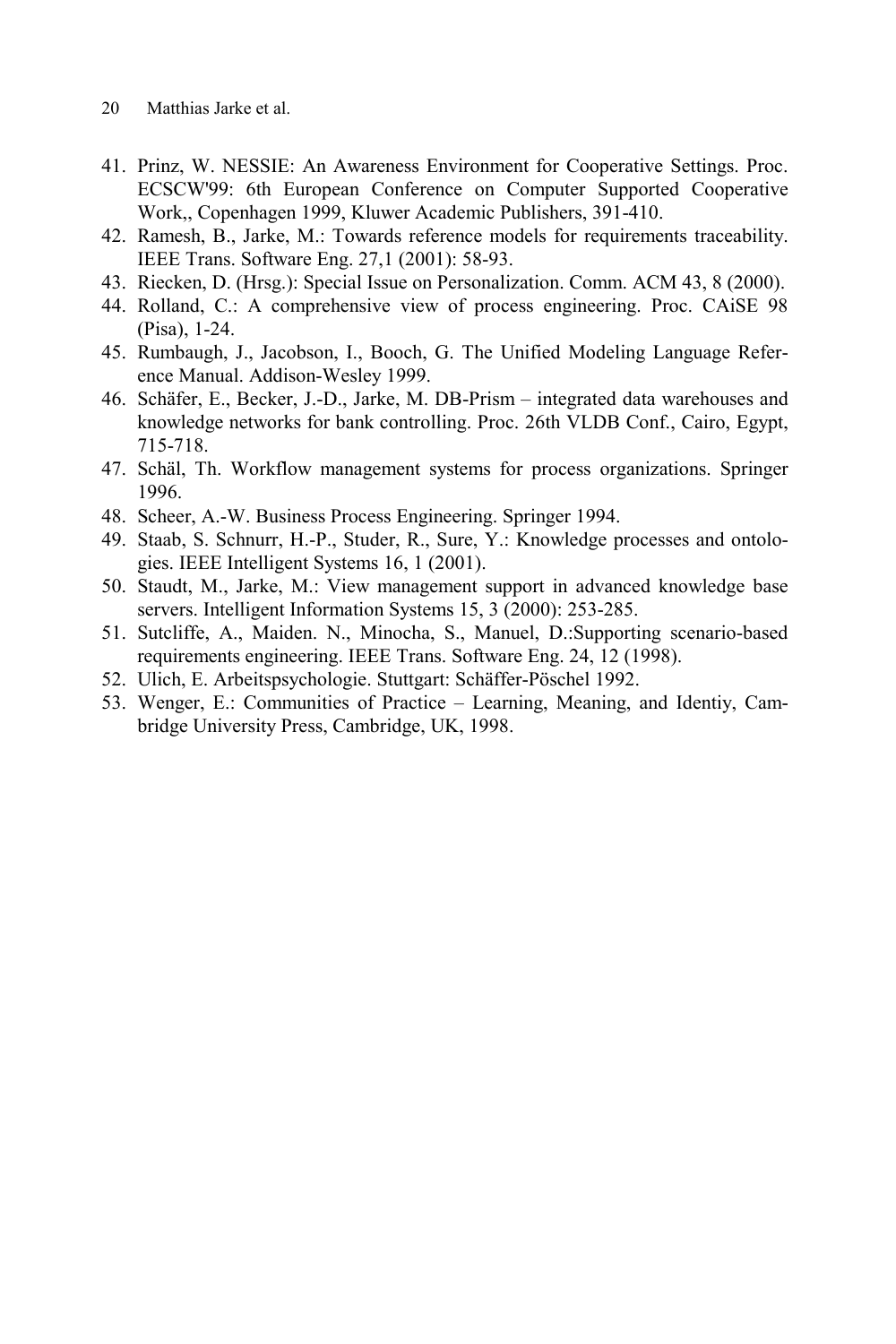41. Prinz, W. NESSIE: An Awareness Environment for Cooperative Settings. Proc. ECSCW'99: 6th European Conference on Computer Supported Cooperative Work,, Copenhagen 1999, Kluwer Academic Publishers, 391-410.
42. Ramesh, B., Jarke, M.: Towards reference models for requirements traceability. IEEE Trans. Software Eng. 27,1 (2001): 58-93.
43. Riecken, D. (Hrsg.): Special Issue on Personalization. Comm. ACM 43, 8 (2000).
44. Rolland, C.: A comprehensive view of process engineering. Proc. CAiSE 98 (Pisa), 1-24.
45. Rumbaugh, J., Jacobson, I., Booch, G. The Unified Modeling Language Reference Manual. Addison-Wesley 1999.
46. Schäfer, E., Becker, J.-D., Jarke, M. DB-Prism – integrated data warehouses and knowledge networks for bank controlling. Proc. 26th VLDB Conf., Cairo, Egypt, 715-718.
47. Schäl, Th. Workflow management systems for process organizations. Springer 1996.
48. Scheer, A.-W. Business Process Engineering. Springer 1994.
49. Staab, S. Schnurr, H.-P., Studer, R., Sure, Y.: Knowledge processes and ontologies. IEEE Intelligent Systems 16, 1 (2001).
50. Staudt, M., Jarke, M.: View management support in advanced knowledge base servers. Intelligent Information Systems 15, 3 (2000): 253-285.
51. Sutcliffe, A., Maiden. N., Minocha, S., Manuel, D.:Supporting scenario-based requirements engineering. IEEE Trans. Software Eng. 24, 12 (1998).
52. Ulich, E. Arbeitspsychologie. Stuttgart: Schäffer-Pöschel 1992.
53. Wenger, E.: Communities of Practice – Learning, Meaning, and Identiy, Cambridge University Press, Cambridge, UK, 1998.